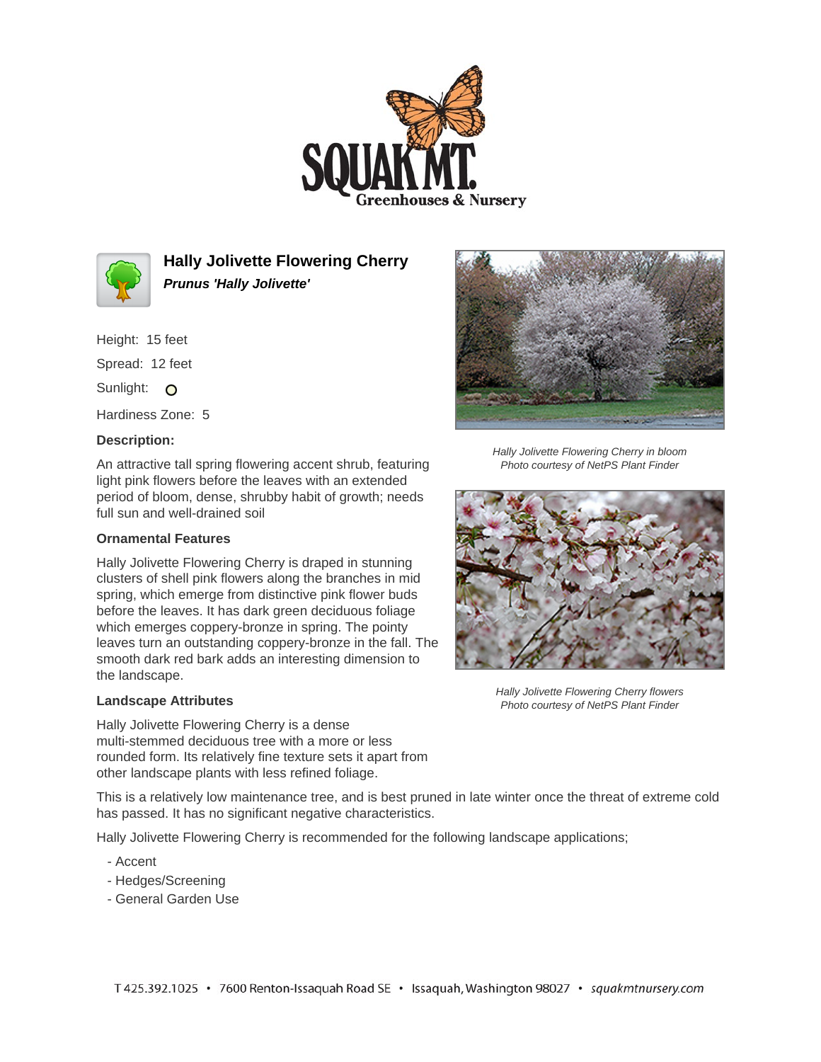# Hally Jolivette Flowering Cherry

***Prunus 'Hally Jolivette'***

Height: 15 feet

Spread: 12 feet

Sunlight: O

Hardiness Zone: 5

### Description:

An attractive tall spring flowering accent shrub, featuring light pink flowers before the leaves with an extended period of bloom, dense, shrubby habit of growth; needs full sun and well-drained soil

### Ornamental Features

Hally Jolivette Flowering Cherry is draped in stunning clusters of shell pink flowers along the branches in mid spring, which emerge from distinctive pink flower buds before the leaves. It has dark green deciduous foliage which emerges coppery-bronze in spring. The pointy leaves turn an outstanding coppery-bronze in the fall. The smooth dark red bark adds an interesting dimension to the landscape.

*Hally Jolivette Flowering Cherry in bloom*
*Photo courtesy of NetPS Plant Finder*

*Hally Jolivette Flowering Cherry flowers*
*Photo courtesy of NetPS Plant Finder*

### Landscape Attributes

Hally Jolivette Flowering Cherry is a dense multi-stemmed deciduous tree with a more or less rounded form. Its relatively fine texture sets it apart from other landscape plants with less refined foliage.

This is a relatively low maintenance tree, and is best pruned in late winter once the threat of extreme cold has passed. It has no significant negative characteristics.

Hally Jolivette Flowering Cherry is recommended for the following landscape applications;

- Accent
- Hedges/Screening
- General Garden Use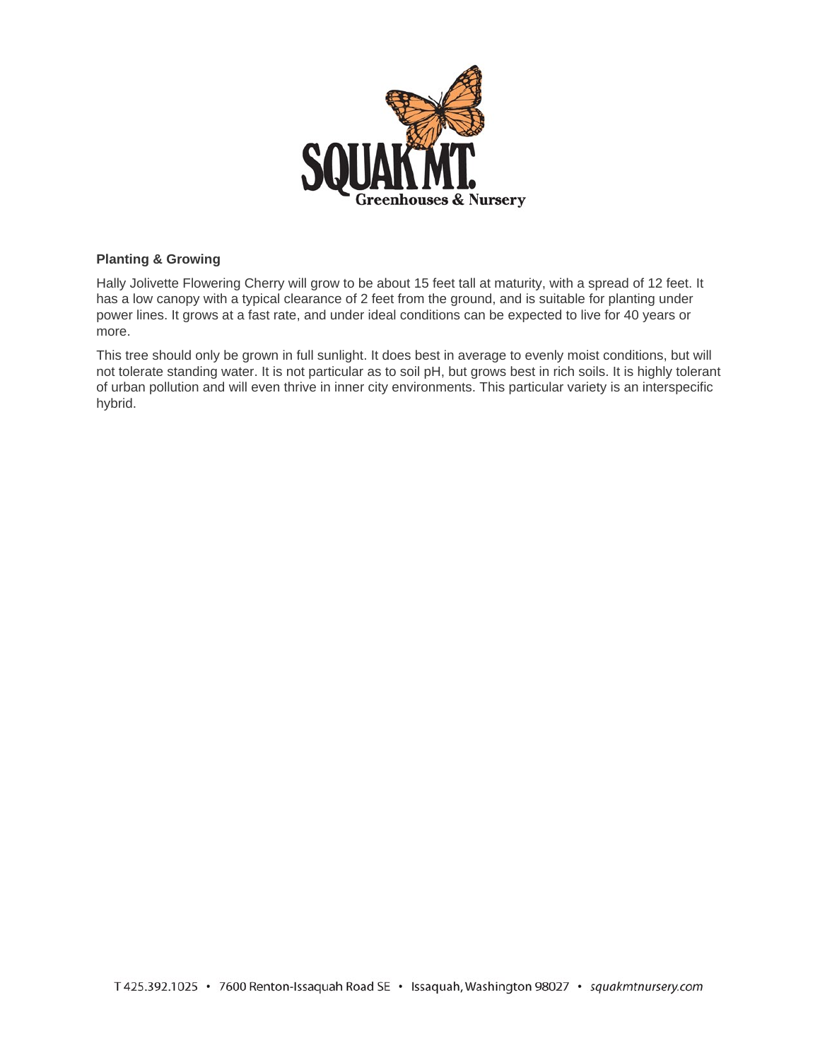### Planting & Growing

Hally Jolivette Flowering Cherry will grow to be about 15 feet tall at maturity, with a spread of 12 feet. It has a low canopy with a typical clearance of 2 feet from the ground, and is suitable for planting under power lines. It grows at a fast rate, and under ideal conditions can be expected to live for 40 years or more.

This tree should only be grown in full sunlight. It does best in average to evenly moist conditions, but will not tolerate standing water. It is not particular as to soil pH, but grows best in rich soils. It is highly tolerant of urban pollution and will even thrive in inner city environments. This particular variety is an interspecific hybrid.